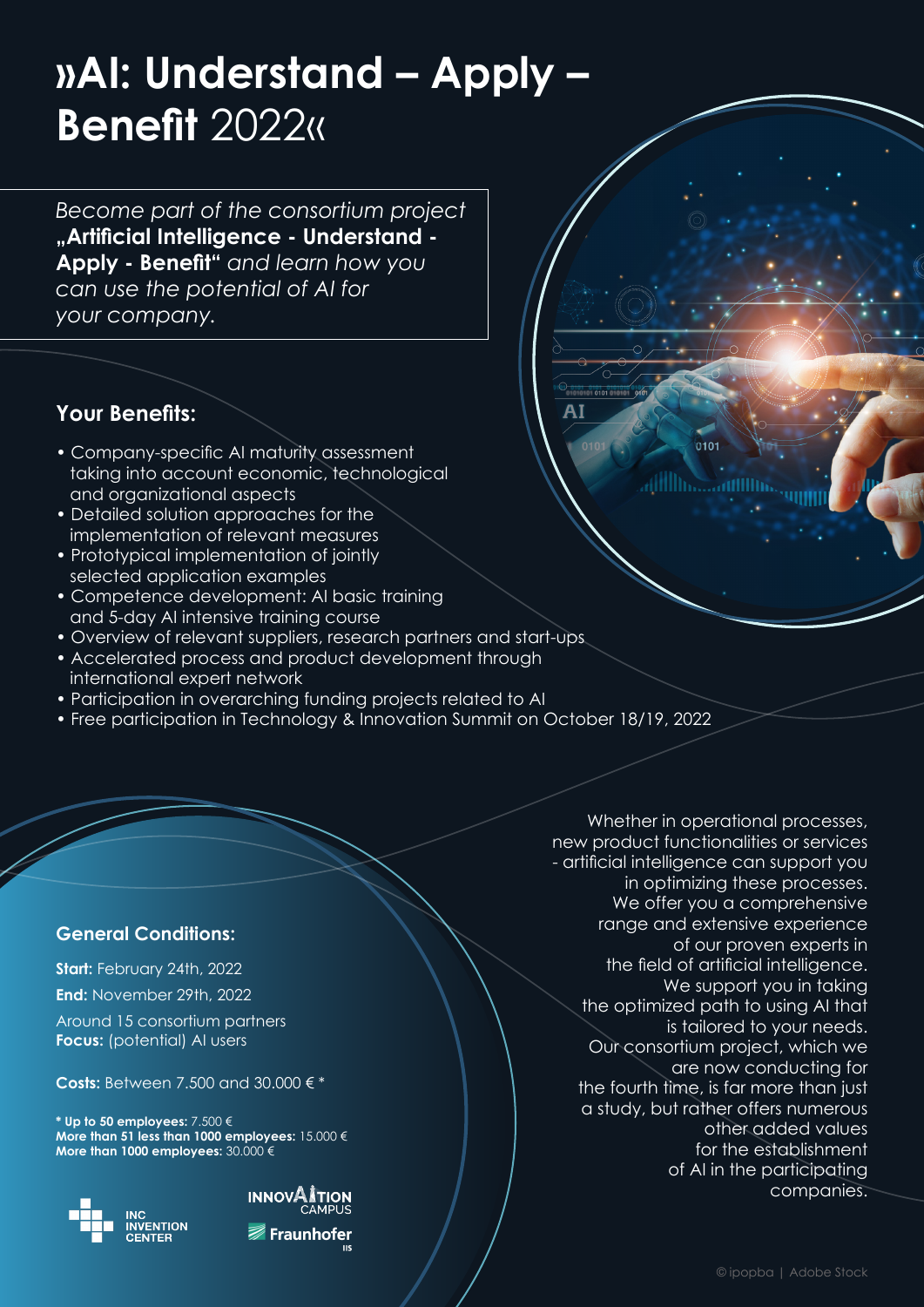# »AI: Understand – Apply – Benefit 2022«

*Become part of the consortium project* **„Artificial Intelligence - Understand - Apply - Benefit“** *and learn how you can use the potential of AI for your company.*

## Your Benefits:

- Company-specific AI maturity assessment taking into account economic, technological and organizational aspects
- Detailed solution approaches for the implementation of relevant measures
- Prototypical implementation of jointly selected application examples
- Competence development: AI basic training and 5-day AI intensive training course
- Overview of relevant suppliers, research partners and start-ups
- Accelerated process and product development through international expert network
- Participation in overarching funding projects related to AI
- Free participation in Technology & Innovation Summit on October 18/19, 2022

## General Conditions:

**Start:** February 24th, 2022

**End:** November 29th, 2022

Around 15 consortium partners
**Focus:** (potential) AI users

**Costs:** Between 7.500 and 30.000 € *

**\* Up to 50 employees:** 7.500 €
**More than 51 less than 1000 employees:** 15.000 €
**More than 1000 employees:** 30.000 €

INC INVENTION CENTER

INNOVATION CAMPUS

Fraunhofer IIS

Whether in operational processes, new product functionalities or services - artificial intelligence can support you in optimizing these processes. We offer you a comprehensive range and extensive experience of our proven experts in the field of artificial intelligence. We support you in taking the optimized path to using AI that is tailored to your needs. Our consortium project, which we are now conducting for the fourth time, is far more than just a study, but rather offers numerous other added values for the establishment of AI in the participating companies.

© ipopba | Adobe Stock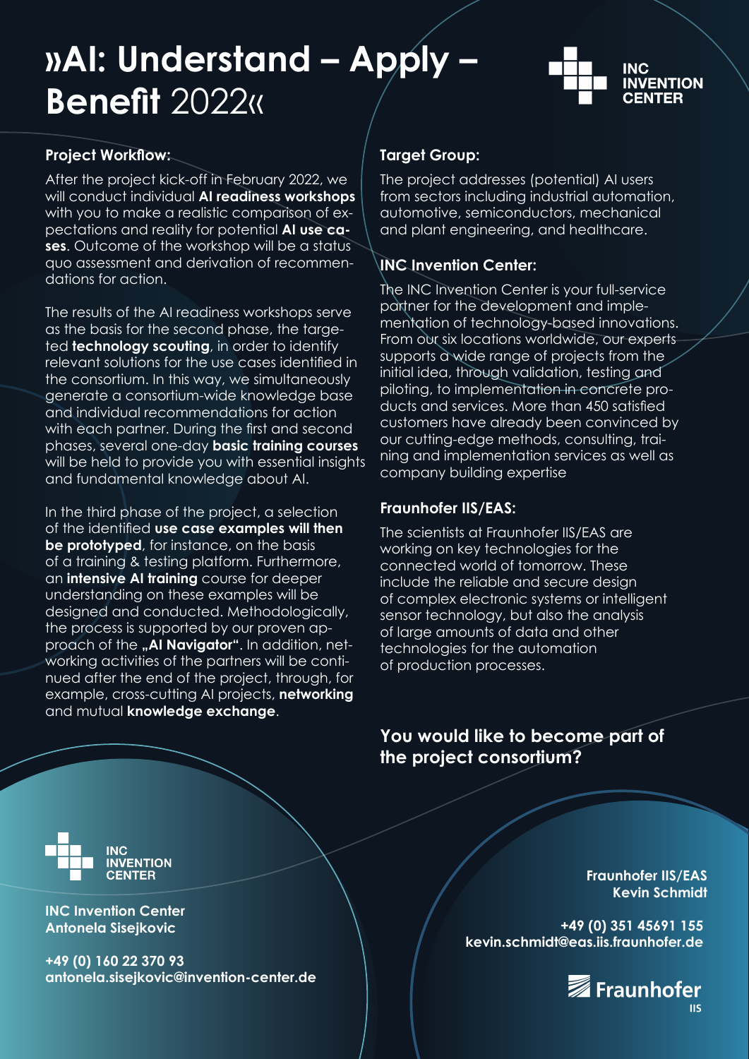# »AI: Understand – Apply – Benefit 2022«

INC INVENTION CENTER

## Project Workflow:

After the project kick-off in February 2022, we will conduct individual **AI readiness workshops** with you to make a realistic comparison of expectations and reality for potential **AI use cases**. Outcome of the workshop will be a status quo assessment and derivation of recommendations for action.

The results of the AI readiness workshops serve as the basis for the second phase, the targeted **technology scouting**, in order to identify relevant solutions for the use cases identified in the consortium. In this way, we simultaneously generate a consortium-wide knowledge base and individual recommendations for action with each partner. During the first and second phases, several one-day **basic training courses** will be held to provide you with essential insights and fundamental knowledge about AI.

In the third phase of the project, a selection of the identified **use case examples will then be prototyped**, for instance, on the basis of a training & testing platform. Furthermore, an **intensive AI training** course for deeper understanding on these examples will be designed and conducted. Methodologically, the process is supported by our proven approach of the **„AI Navigator"**. In addition, networking activities of the partners will be continued after the end of the project, through, for example, cross-cutting AI projects, **networking** and mutual **knowledge exchange**.

## Target Group:

The project addresses (potential) AI users from sectors including industrial automation, automotive, semiconductors, mechanical and plant engineering, and healthcare.

## INC Invention Center:

The INC Invention Center is your full-service partner for the development and implementation of technology-based innovations. From our six locations worldwide, our experts supports a wide range of projects from the initial idea, through validation, testing and piloting, to implementation in concrete products and services. More than 450 satisfied customers have already been convinced by our cutting-edge methods, consulting, training and implementation services as well as company building expertise

## Fraunhofer IIS/EAS:

The scientists at Fraunhofer IIS/EAS are working on key technologies for the connected world of tomorrow. These include the reliable and secure design of complex electronic systems or intelligent sensor technology, but also the analysis of large amounts of data and other technologies for the automation of production processes.

## You would like to become part of the project consortium?

INC INVENTION CENTER

**INC Invention Center**
**Antonela Sisejkovic**

**+49 (0) 160 22 370 93**
**antonela.sisejkovic@invention-center.de**

**Fraunhofer IIS/EAS**
**Kevin Schmidt**

**+49 (0) 351 45691 155**
**kevin.schmidt@eas.iis.fraunhofer.de**

Fraunhofer IIS